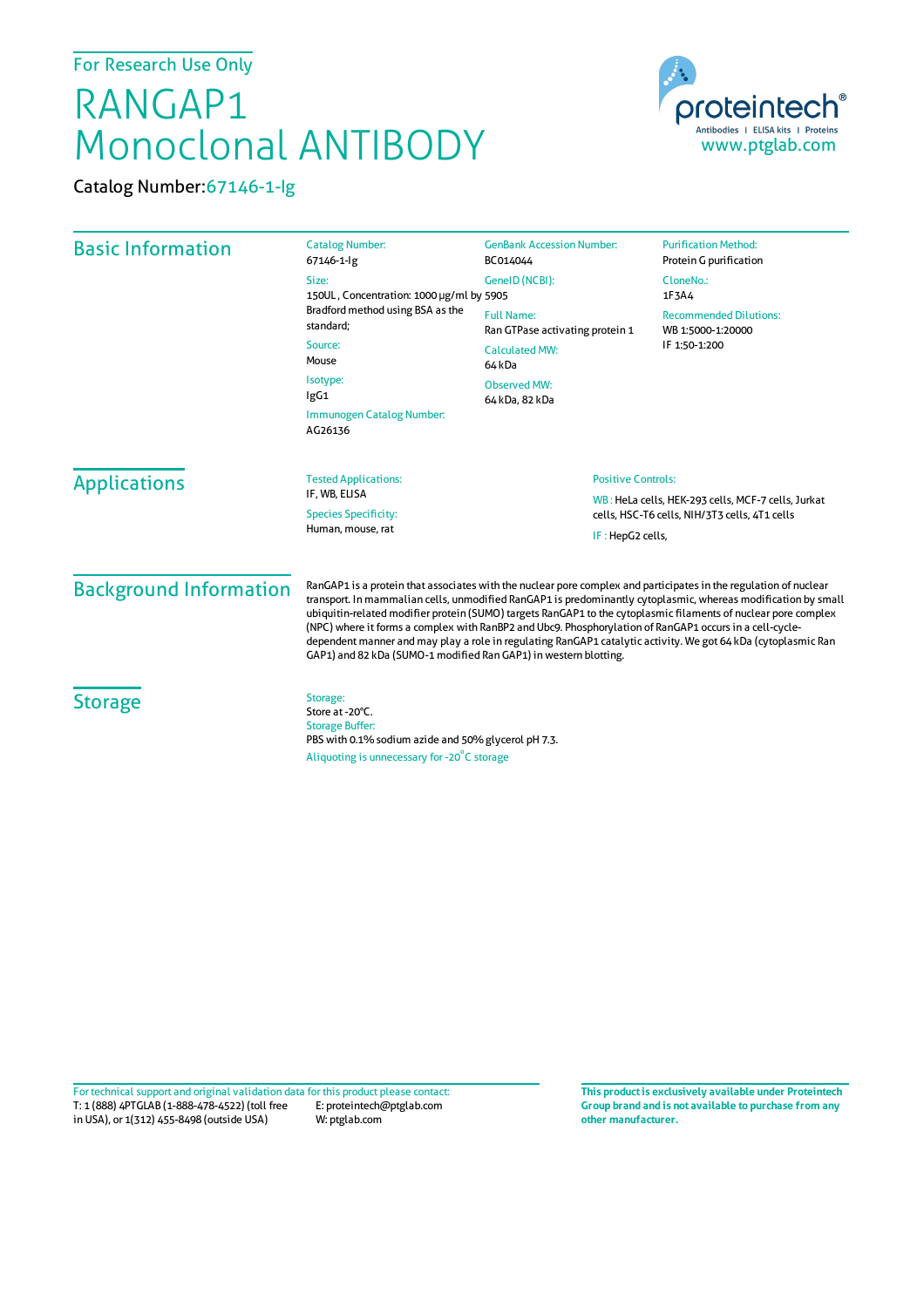For Research Use Only

# RANGAP1 Monoclonal ANTIBODY

Catalog Number:67146-1-Ig

proteintech®
Antibodies | ELISA kits | Proteins
www.ptglab.com

## Basic Information

Catalog Number:
67146-1-Ig

Size:
150UL , Concentration: 1000 μg/ml by Bradford method using BSA as the standard;

Source:
Mouse

Isotype:
IgG1

Immunogen Catalog Number:
AG26136

GenBank Accession Number:
BC014044

GeneID (NCBI):
5905

Full Name:
Ran GTPase activating protein 1

Calculated MW:
64 kDa

Observed MW:
64 kDa, 82 kDa

Purification Method:
Protein G purification

CloneNo.:
1F3A4

Recommended Dilutions:
WB 1:5000-1:20000
IF 1:50-1:200

## Applications

Tested Applications:
IF, WB, ELISA

Species Specificity:
Human, mouse, rat

Positive Controls:

WB : HeLa cells, HEK-293 cells, MCF-7 cells, Jurkat cells, HSC-T6 cells, NIH/3T3 cells, 4T1 cells

IF : HepG2 cells,

## Background Information

RanGAP1 is a protein that associates with the nuclear pore complex and participates in the regulation of nuclear transport. In mammalian cells, unmodified RanGAP1 is predominantly cytoplasmic, whereas modification by small ubiquitin-related modifier protein (SUMO) targets RanGAP1 to the cytoplasmic filaments of nuclear pore complex (NPC) where it forms a complex with RanBP2 and Ubc9. Phosphorylation of RanGAP1 occurs in a cell-cycle-dependent manner and may play a role in regulating RanGAP1 catalytic activity. We got 64 kDa (cytoplasmic Ran GAP1) and 82 kDa (SUMO-1 modified Ran GAP1) in western blotting.

## Storage

Storage:
Store at -20°C.

Storage Buffer:
PBS with 0.1% sodium azide and 50% glycerol pH 7.3.

Aliquoting is unnecessary for -20°C storage

For technical support and original validation data for this product please contact:
T: 1 (888) 4PTGLAB (1-888-478-4522) (toll free in USA), or 1(312) 455-8498 (outside USA)
E: proteintech@ptglab.com
W: ptglab.com

**This product is exclusively available under Proteintech Group brand and is not available to purchase from any other manufacturer.**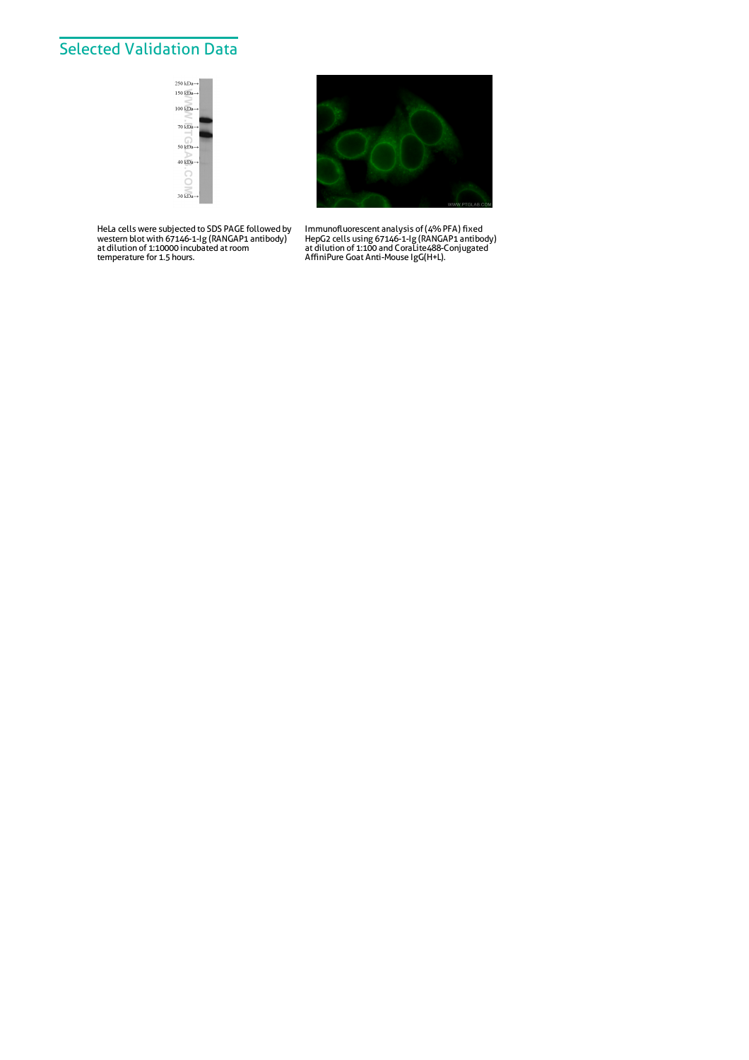## Selected Validation Data

250 kDa→
150 kDa→
100 kDa→
70 kDa→
50 kDa→
40 kDa→
30 kDa→

HeLa cells were subjected to SDS PAGE followed by western blot with 67146-1-Ig (RANGAP1 antibody) at dilution of 1:10000 incubated at room temperature for 1.5 hours.

Immunofluorescent analysis of (4% PFA) fixed HepG2 cells using 67146-1-Ig (RANGAP1 antibody) at dilution of 1:100 and CoraLite488-Conjugated AffiniPure Goat Anti-Mouse IgG(H+L).